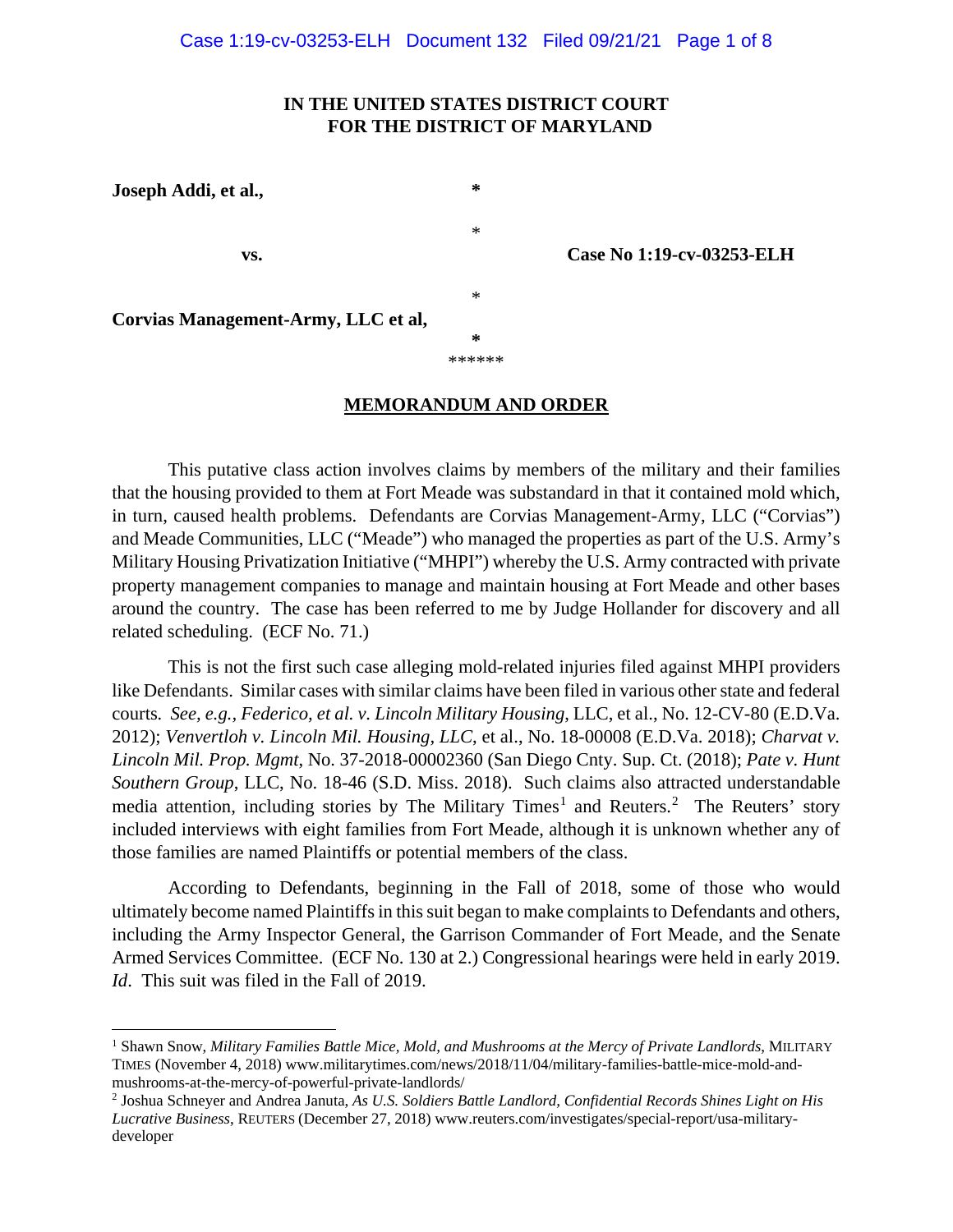**IN THE UNITED STATES DISTRICT COURT**
**FOR THE DISTRICT OF MARYLAND**

**Joseph Addi, et al.,** *

*

**vs.** **Case No 1:19-cv-03253-ELH**

*

**Corvias Management-Army, LLC et al,**

*

******

## MEMORANDUM AND ORDER

This putative class action involves claims by members of the military and their families that the housing provided to them at Fort Meade was substandard in that it contained mold which, in turn, caused health problems. Defendants are Corvias Management-Army, LLC ("Corvias") and Meade Communities, LLC ("Meade") who managed the properties as part of the U.S. Army's Military Housing Privatization Initiative ("MHPI") whereby the U.S. Army contracted with private property management companies to manage and maintain housing at Fort Meade and other bases around the country. The case has been referred to me by Judge Hollander for discovery and all related scheduling. (ECF No. 71.)

This is not the first such case alleging mold-related injuries filed against MHPI providers like Defendants. Similar cases with similar claims have been filed in various other state and federal courts. *See, e.g., Federico, et al. v. Lincoln Military Housing*, LLC, et al., No. 12-CV-80 (E.D.Va. 2012); *Venvertloh v. Lincoln Mil. Housing, LLC*, et al., No. 18-00008 (E.D.Va. 2018); *Charvat v. Lincoln Mil. Prop. Mgmt*, No. 37-2018-00002360 (San Diego Cnty. Sup. Ct. (2018); *Pate v. Hunt Southern Group*, LLC, No. 18-46 (S.D. Miss. 2018). Such claims also attracted understandable media attention, including stories by The Military Times[1] and Reuters.[2] The Reuters' story included interviews with eight families from Fort Meade, although it is unknown whether any of those families are named Plaintiffs or potential members of the class.

According to Defendants, beginning in the Fall of 2018, some of those who would ultimately become named Plaintiffs in this suit began to make complaints to Defendants and others, including the Army Inspector General, the Garrison Commander of Fort Meade, and the Senate Armed Services Committee. (ECF No. 130 at 2.) Congressional hearings were held in early 2019. *Id*. This suit was filed in the Fall of 2019.

---

[1] Shawn Snow, *Military Families Battle Mice, Mold, and Mushrooms at the Mercy of Private Landlords*, MILITARY TIMES (November 4, 2018) www.militarytimes.com/news/2018/11/04/military-families-battle-mice-mold-and-mushrooms-at-the-mercy-of-powerful-private-landlords/

[2] Joshua Schneyer and Andrea Januta, *As U.S. Soldiers Battle Landlord, Confidential Records Shines Light on His Lucrative Business*, REUTERS (December 27, 2018) www.reuters.com/investigates/special-report/usa-military-developer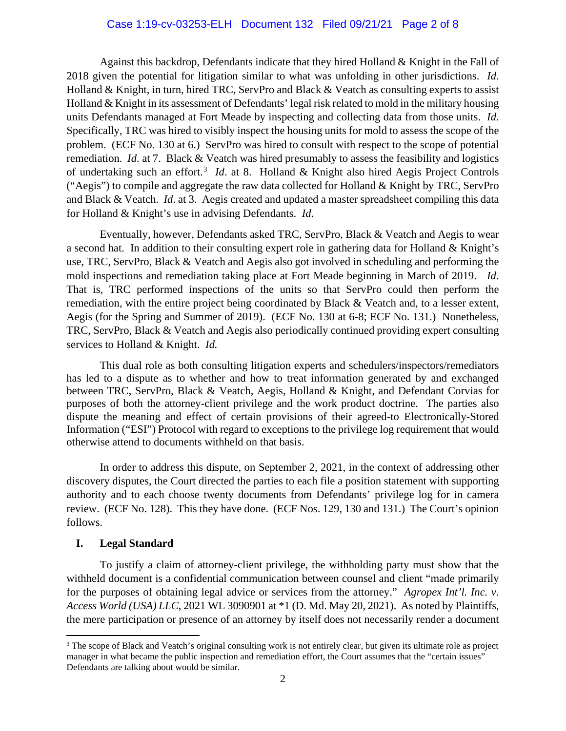Against this backdrop, Defendants indicate that they hired Holland & Knight in the Fall of 2018 given the potential for litigation similar to what was unfolding in other jurisdictions. *Id*. Holland & Knight, in turn, hired TRC, ServPro and Black & Veatch as consulting experts to assist Holland & Knight in its assessment of Defendants' legal risk related to mold in the military housing units Defendants managed at Fort Meade by inspecting and collecting data from those units. *Id*. Specifically, TRC was hired to visibly inspect the housing units for mold to assess the scope of the problem. (ECF No. 130 at 6.) ServPro was hired to consult with respect to the scope of potential remediation. *Id*. at 7. Black & Veatch was hired presumably to assess the feasibility and logistics of undertaking such an effort.[3] *Id*. at 8. Holland & Knight also hired Aegis Project Controls ("Aegis") to compile and aggregate the raw data collected for Holland & Knight by TRC, ServPro and Black & Veatch. *Id*. at 3. Aegis created and updated a master spreadsheet compiling this data for Holland & Knight's use in advising Defendants. *Id*.

Eventually, however, Defendants asked TRC, ServPro, Black & Veatch and Aegis to wear a second hat. In addition to their consulting expert role in gathering data for Holland & Knight's use, TRC, ServPro, Black & Veatch and Aegis also got involved in scheduling and performing the mold inspections and remediation taking place at Fort Meade beginning in March of 2019. *Id*. That is, TRC performed inspections of the units so that ServPro could then perform the remediation, with the entire project being coordinated by Black & Veatch and, to a lesser extent, Aegis (for the Spring and Summer of 2019). (ECF No. 130 at 6-8; ECF No. 131.) Nonetheless, TRC, ServPro, Black & Veatch and Aegis also periodically continued providing expert consulting services to Holland & Knight. *Id.*

This dual role as both consulting litigation experts and schedulers/inspectors/remediators has led to a dispute as to whether and how to treat information generated by and exchanged between TRC, ServPro, Black & Veatch, Aegis, Holland & Knight, and Defendant Corvias for purposes of both the attorney-client privilege and the work product doctrine. The parties also dispute the meaning and effect of certain provisions of their agreed-to Electronically-Stored Information ("ESI") Protocol with regard to exceptions to the privilege log requirement that would otherwise attend to documents withheld on that basis.

In order to address this dispute, on September 2, 2021, in the context of addressing other discovery disputes, the Court directed the parties to each file a position statement with supporting authority and to each choose twenty documents from Defendants' privilege log for in camera review. (ECF No. 128). This they have done. (ECF Nos. 129, 130 and 131.) The Court's opinion follows.

## I. Legal Standard

To justify a claim of attorney-client privilege, the withholding party must show that the withheld document is a confidential communication between counsel and client "made primarily for the purposes of obtaining legal advice or services from the attorney." *Agropex Int'l. Inc. v. Access World (USA) LLC*, 2021 WL 3090901 at *1 (D. Md. May 20, 2021). As noted by Plaintiffs, the mere participation or presence of an attorney by itself does not necessarily render a document

[3] The scope of Black and Veatch's original consulting work is not entirely clear, but given its ultimate role as project manager in what became the public inspection and remediation effort, the Court assumes that the "certain issues" Defendants are talking about would be similar.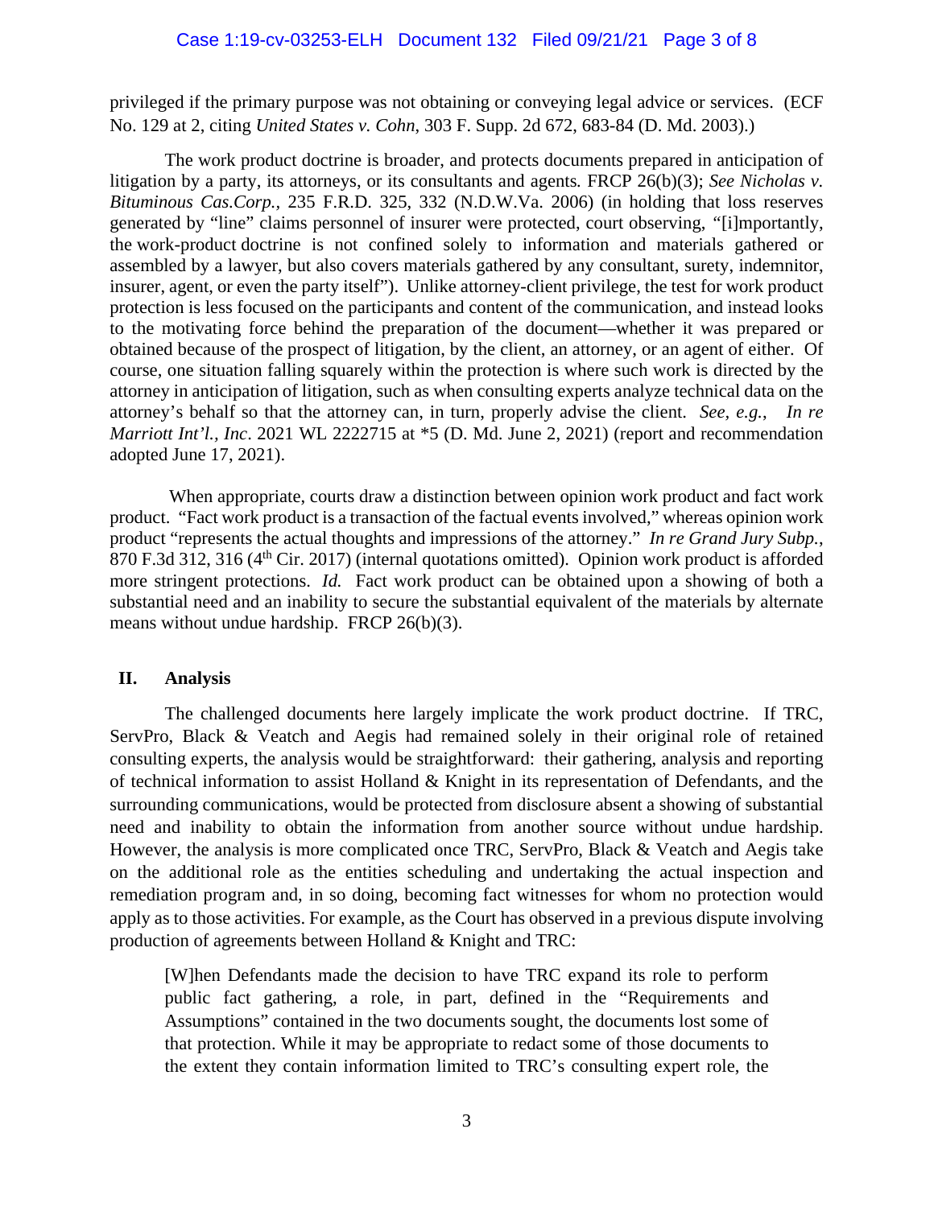privileged if the primary purpose was not obtaining or conveying legal advice or services. (ECF No. 129 at 2, citing *United States v. Cohn*, 303 F. Supp. 2d 672, 683-84 (D. Md. 2003).)

The work product doctrine is broader, and protects documents prepared in anticipation of litigation by a party, its attorneys, or its consultants and agents. FRCP 26(b)(3); *See Nicholas v. Bituminous Cas.Corp.*, 235 F.R.D. 325, 332 (N.D.W.Va. 2006) (in holding that loss reserves generated by "line" claims personnel of insurer were protected, court observing, "[i]mportantly, the work-product doctrine is not confined solely to information and materials gathered or assembled by a lawyer, but also covers materials gathered by any consultant, surety, indemnitor, insurer, agent, or even the party itself"). Unlike attorney-client privilege, the test for work product protection is less focused on the participants and content of the communication, and instead looks to the motivating force behind the preparation of the document—whether it was prepared or obtained because of the prospect of litigation, by the client, an attorney, or an agent of either. Of course, one situation falling squarely within the protection is where such work is directed by the attorney in anticipation of litigation, such as when consulting experts analyze technical data on the attorney's behalf so that the attorney can, in turn, properly advise the client. *See, e.g.*, *In re Marriott Int'l., Inc*. 2021 WL 2222715 at *5 (D. Md. June 2, 2021) (report and recommendation adopted June 17, 2021).

When appropriate, courts draw a distinction between opinion work product and fact work product. "Fact work product is a transaction of the factual events involved," whereas opinion work product "represents the actual thoughts and impressions of the attorney." *In re Grand Jury Subp.*, 870 F.3d 312, 316 (4th Cir. 2017) (internal quotations omitted). Opinion work product is afforded more stringent protections. *Id.* Fact work product can be obtained upon a showing of both a substantial need and an inability to secure the substantial equivalent of the materials by alternate means without undue hardship. FRCP 26(b)(3).

## II. Analysis

The challenged documents here largely implicate the work product doctrine. If TRC, ServPro, Black & Veatch and Aegis had remained solely in their original role of retained consulting experts, the analysis would be straightforward: their gathering, analysis and reporting of technical information to assist Holland & Knight in its representation of Defendants, and the surrounding communications, would be protected from disclosure absent a showing of substantial need and inability to obtain the information from another source without undue hardship. However, the analysis is more complicated once TRC, ServPro, Black & Veatch and Aegis take on the additional role as the entities scheduling and undertaking the actual inspection and remediation program and, in so doing, becoming fact witnesses for whom no protection would apply as to those activities. For example, as the Court has observed in a previous dispute involving production of agreements between Holland & Knight and TRC:

> [W]hen Defendants made the decision to have TRC expand its role to perform public fact gathering, a role, in part, defined in the "Requirements and Assumptions" contained in the two documents sought, the documents lost some of that protection. While it may be appropriate to redact some of those documents to the extent they contain information limited to TRC's consulting expert role, the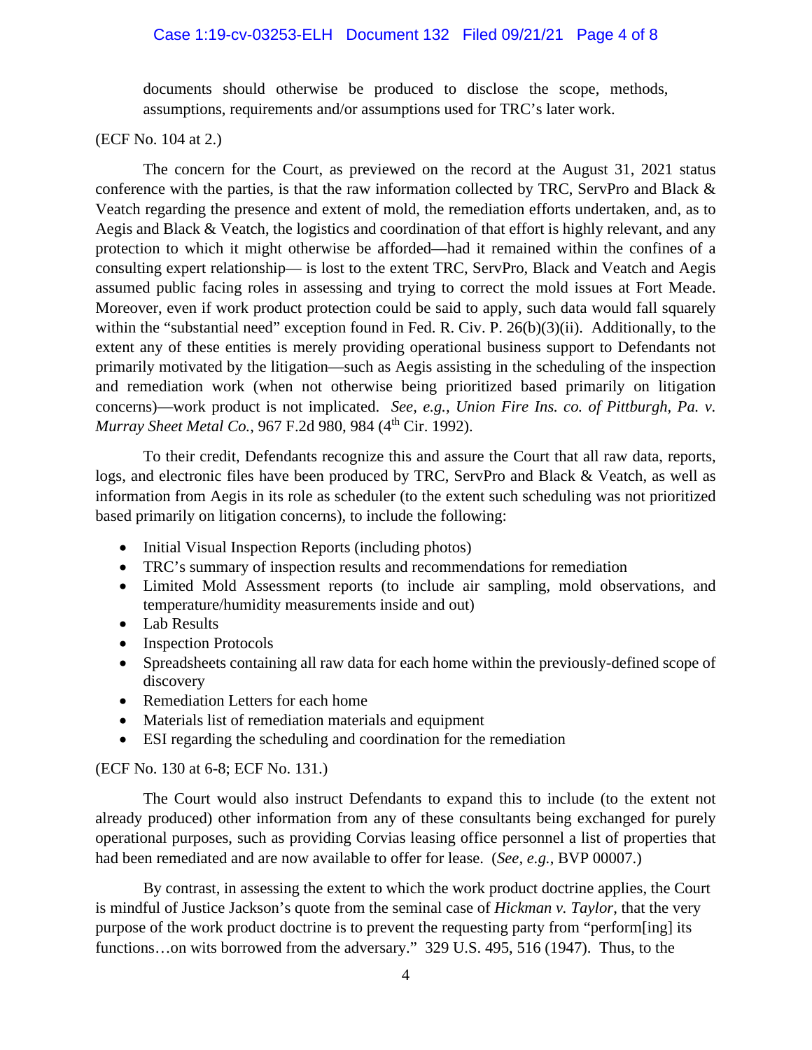documents should otherwise be produced to disclose the scope, methods, assumptions, requirements and/or assumptions used for TRC's later work.

(ECF No. 104 at 2.)

The concern for the Court, as previewed on the record at the August 31, 2021 status conference with the parties, is that the raw information collected by TRC, ServPro and Black & Veatch regarding the presence and extent of mold, the remediation efforts undertaken, and, as to Aegis and Black & Veatch, the logistics and coordination of that effort is highly relevant, and any protection to which it might otherwise be afforded—had it remained within the confines of a consulting expert relationship— is lost to the extent TRC, ServPro, Black and Veatch and Aegis assumed public facing roles in assessing and trying to correct the mold issues at Fort Meade. Moreover, even if work product protection could be said to apply, such data would fall squarely within the "substantial need" exception found in Fed. R. Civ. P. 26(b)(3)(ii). Additionally, to the extent any of these entities is merely providing operational business support to Defendants not primarily motivated by the litigation—such as Aegis assisting in the scheduling of the inspection and remediation work (when not otherwise being prioritized based primarily on litigation concerns)—work product is not implicated. *See, e.g., Union Fire Ins. co. of Pittburgh, Pa. v. Murray Sheet Metal Co.*, 967 F.2d 980, 984 (4th Cir. 1992).

To their credit, Defendants recognize this and assure the Court that all raw data, reports, logs, and electronic files have been produced by TRC, ServPro and Black & Veatch, as well as information from Aegis in its role as scheduler (to the extent such scheduling was not prioritized based primarily on litigation concerns), to include the following:

- Initial Visual Inspection Reports (including photos)
- TRC's summary of inspection results and recommendations for remediation
- Limited Mold Assessment reports (to include air sampling, mold observations, and temperature/humidity measurements inside and out)
- Lab Results
- Inspection Protocols
- Spreadsheets containing all raw data for each home within the previously-defined scope of discovery
- Remediation Letters for each home
- Materials list of remediation materials and equipment
- ESI regarding the scheduling and coordination for the remediation

(ECF No. 130 at 6-8; ECF No. 131.)

The Court would also instruct Defendants to expand this to include (to the extent not already produced) other information from any of these consultants being exchanged for purely operational purposes, such as providing Corvias leasing office personnel a list of properties that had been remediated and are now available to offer for lease. (*See, e.g.*, BVP 00007.)

By contrast, in assessing the extent to which the work product doctrine applies, the Court is mindful of Justice Jackson's quote from the seminal case of *Hickman v. Taylor*, that the very purpose of the work product doctrine is to prevent the requesting party from "perform[ing] its functions…on wits borrowed from the adversary." 329 U.S. 495, 516 (1947). Thus, to the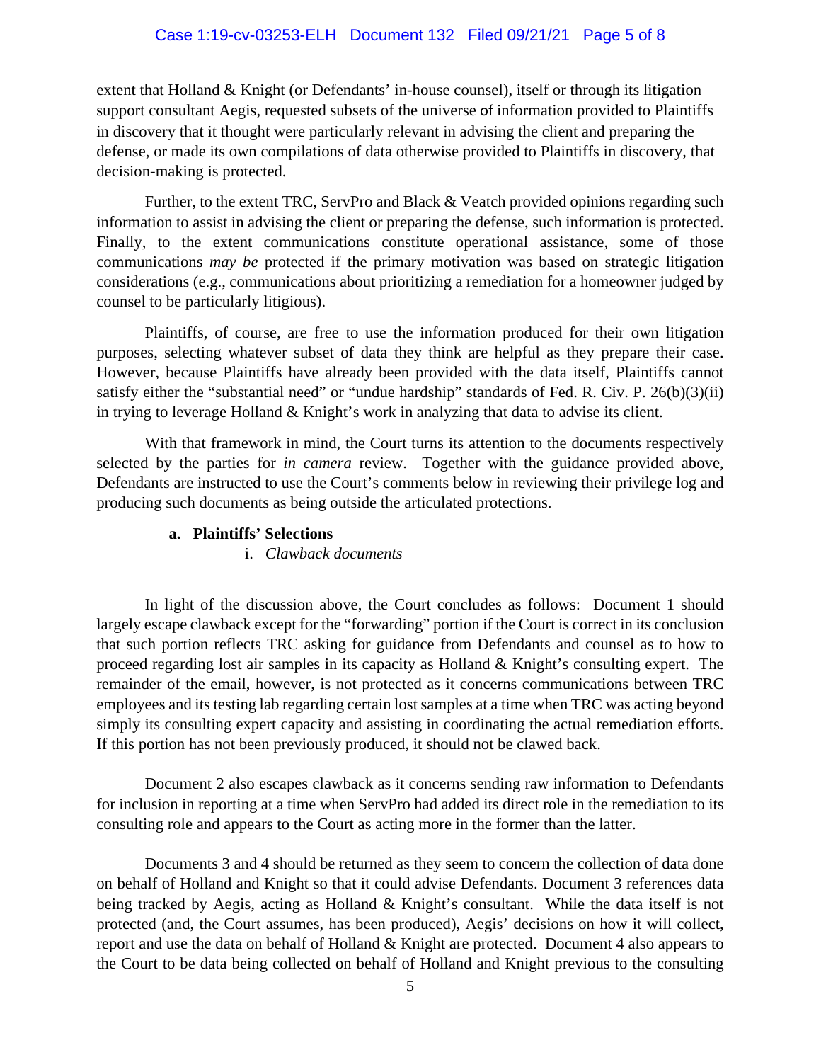extent that Holland & Knight (or Defendants' in-house counsel), itself or through its litigation support consultant Aegis, requested subsets of the universe of information provided to Plaintiffs in discovery that it thought were particularly relevant in advising the client and preparing the defense, or made its own compilations of data otherwise provided to Plaintiffs in discovery, that decision-making is protected.

Further, to the extent TRC, ServPro and Black & Veatch provided opinions regarding such information to assist in advising the client or preparing the defense, such information is protected. Finally, to the extent communications constitute operational assistance, some of those communications *may be* protected if the primary motivation was based on strategic litigation considerations (e.g., communications about prioritizing a remediation for a homeowner judged by counsel to be particularly litigious).

Plaintiffs, of course, are free to use the information produced for their own litigation purposes, selecting whatever subset of data they think are helpful as they prepare their case. However, because Plaintiffs have already been provided with the data itself, Plaintiffs cannot satisfy either the "substantial need" or "undue hardship" standards of Fed. R. Civ. P. 26(b)(3)(ii) in trying to leverage Holland & Knight's work in analyzing that data to advise its client.

With that framework in mind, the Court turns its attention to the documents respectively selected by the parties for *in camera* review. Together with the guidance provided above, Defendants are instructed to use the Court's comments below in reviewing their privilege log and producing such documents as being outside the articulated protections.

**a. Plaintiffs' Selections**

i. *Clawback documents*

In light of the discussion above, the Court concludes as follows: Document 1 should largely escape clawback except for the "forwarding" portion if the Court is correct in its conclusion that such portion reflects TRC asking for guidance from Defendants and counsel as to how to proceed regarding lost air samples in its capacity as Holland & Knight's consulting expert. The remainder of the email, however, is not protected as it concerns communications between TRC employees and its testing lab regarding certain lost samples at a time when TRC was acting beyond simply its consulting expert capacity and assisting in coordinating the actual remediation efforts. If this portion has not been previously produced, it should not be clawed back.

Document 2 also escapes clawback as it concerns sending raw information to Defendants for inclusion in reporting at a time when ServPro had added its direct role in the remediation to its consulting role and appears to the Court as acting more in the former than the latter.

Documents 3 and 4 should be returned as they seem to concern the collection of data done on behalf of Holland and Knight so that it could advise Defendants. Document 3 references data being tracked by Aegis, acting as Holland & Knight's consultant. While the data itself is not protected (and, the Court assumes, has been produced), Aegis' decisions on how it will collect, report and use the data on behalf of Holland & Knight are protected. Document 4 also appears to the Court to be data being collected on behalf of Holland and Knight previous to the consulting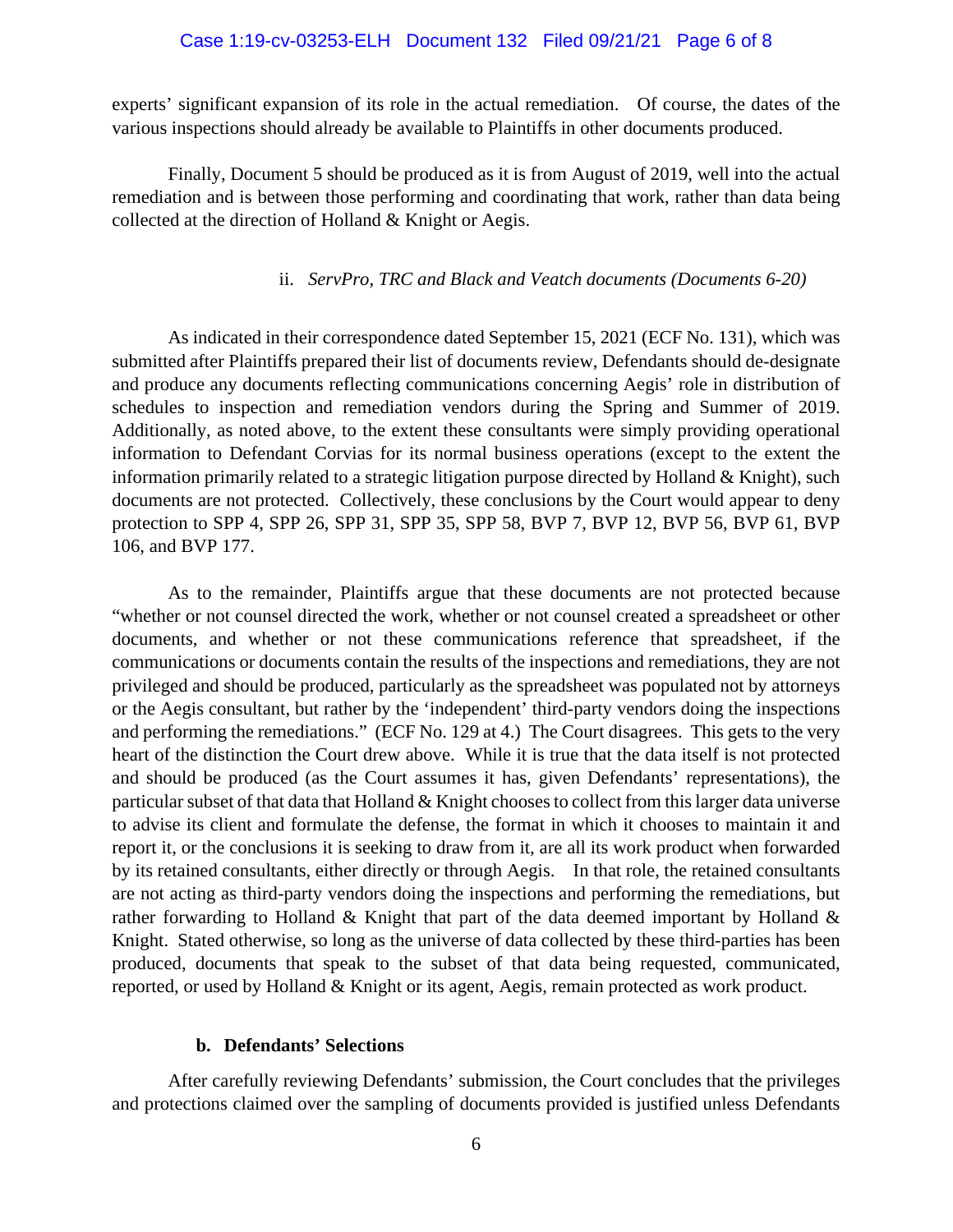experts' significant expansion of its role in the actual remediation. Of course, the dates of the various inspections should already be available to Plaintiffs in other documents produced.

Finally, Document 5 should be produced as it is from August of 2019, well into the actual remediation and is between those performing and coordinating that work, rather than data being collected at the direction of Holland & Knight or Aegis.

ii. *ServPro, TRC and Black and Veatch documents (Documents 6-20)*

As indicated in their correspondence dated September 15, 2021 (ECF No. 131), which was submitted after Plaintiffs prepared their list of documents review, Defendants should de-designate and produce any documents reflecting communications concerning Aegis' role in distribution of schedules to inspection and remediation vendors during the Spring and Summer of 2019. Additionally, as noted above, to the extent these consultants were simply providing operational information to Defendant Corvias for its normal business operations (except to the extent the information primarily related to a strategic litigation purpose directed by Holland & Knight), such documents are not protected. Collectively, these conclusions by the Court would appear to deny protection to SPP 4, SPP 26, SPP 31, SPP 35, SPP 58, BVP 7, BVP 12, BVP 56, BVP 61, BVP 106, and BVP 177.

As to the remainder, Plaintiffs argue that these documents are not protected because "whether or not counsel directed the work, whether or not counsel created a spreadsheet or other documents, and whether or not these communications reference that spreadsheet, if the communications or documents contain the results of the inspections and remediations, they are not privileged and should be produced, particularly as the spreadsheet was populated not by attorneys or the Aegis consultant, but rather by the 'independent' third-party vendors doing the inspections and performing the remediations." (ECF No. 129 at 4.) The Court disagrees. This gets to the very heart of the distinction the Court drew above. While it is true that the data itself is not protected and should be produced (as the Court assumes it has, given Defendants' representations), the particular subset of that data that Holland & Knight chooses to collect from this larger data universe to advise its client and formulate the defense, the format in which it chooses to maintain it and report it, or the conclusions it is seeking to draw from it, are all its work product when forwarded by its retained consultants, either directly or through Aegis. In that role, the retained consultants are not acting as third-party vendors doing the inspections and performing the remediations, but rather forwarding to Holland & Knight that part of the data deemed important by Holland & Knight. Stated otherwise, so long as the universe of data collected by these third-parties has been produced, documents that speak to the subset of that data being requested, communicated, reported, or used by Holland & Knight or its agent, Aegis, remain protected as work product.

**b. Defendants' Selections**

After carefully reviewing Defendants' submission, the Court concludes that the privileges and protections claimed over the sampling of documents provided is justified unless Defendants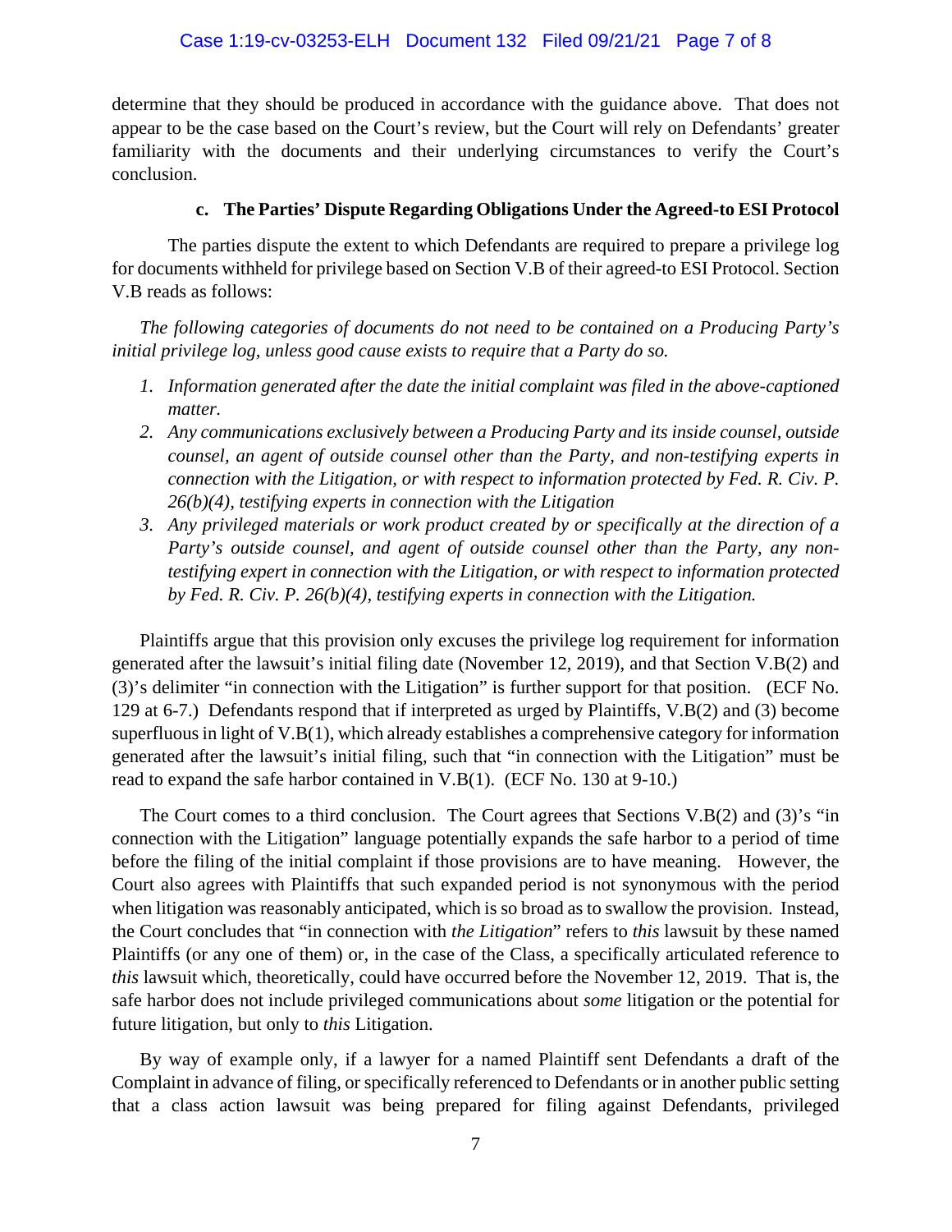determine that they should be produced in accordance with the guidance above. That does not appear to be the case based on the Court's review, but the Court will rely on Defendants' greater familiarity with the documents and their underlying circumstances to verify the Court's conclusion.

#### c. The Parties' Dispute Regarding Obligations Under the Agreed-to ESI Protocol

The parties dispute the extent to which Defendants are required to prepare a privilege log for documents withheld for privilege based on Section V.B of their agreed-to ESI Protocol. Section V.B reads as follows:

*The following categories of documents do not need to be contained on a Producing Party's initial privilege log, unless good cause exists to require that a Party do so.*

1. *Information generated after the date the initial complaint was filed in the above-captioned matter.*
2. *Any communications exclusively between a Producing Party and its inside counsel, outside counsel, an agent of outside counsel other than the Party, and non-testifying experts in connection with the Litigation, or with respect to information protected by Fed. R. Civ. P. 26(b)(4), testifying experts in connection with the Litigation*
3. *Any privileged materials or work product created by or specifically at the direction of a Party's outside counsel, and agent of outside counsel other than the Party, any non-testifying expert in connection with the Litigation, or with respect to information protected by Fed. R. Civ. P. 26(b)(4), testifying experts in connection with the Litigation.*

Plaintiffs argue that this provision only excuses the privilege log requirement for information generated after the lawsuit's initial filing date (November 12, 2019), and that Section V.B(2) and (3)'s delimiter "in connection with the Litigation" is further support for that position. (ECF No. 129 at 6-7.) Defendants respond that if interpreted as urged by Plaintiffs, V.B(2) and (3) become superfluous in light of V.B(1), which already establishes a comprehensive category for information generated after the lawsuit's initial filing, such that "in connection with the Litigation" must be read to expand the safe harbor contained in V.B(1). (ECF No. 130 at 9-10.)

The Court comes to a third conclusion. The Court agrees that Sections V.B(2) and (3)'s "in connection with the Litigation" language potentially expands the safe harbor to a period of time before the filing of the initial complaint if those provisions are to have meaning. However, the Court also agrees with Plaintiffs that such expanded period is not synonymous with the period when litigation was reasonably anticipated, which is so broad as to swallow the provision. Instead, the Court concludes that "in connection with *the Litigation*" refers to *this* lawsuit by these named Plaintiffs (or any one of them) or, in the case of the Class, a specifically articulated reference to *this* lawsuit which, theoretically, could have occurred before the November 12, 2019. That is, the safe harbor does not include privileged communications about *some* litigation or the potential for future litigation, but only to *this* Litigation.

By way of example only, if a lawyer for a named Plaintiff sent Defendants a draft of the Complaint in advance of filing, or specifically referenced to Defendants or in another public setting that a class action lawsuit was being prepared for filing against Defendants, privileged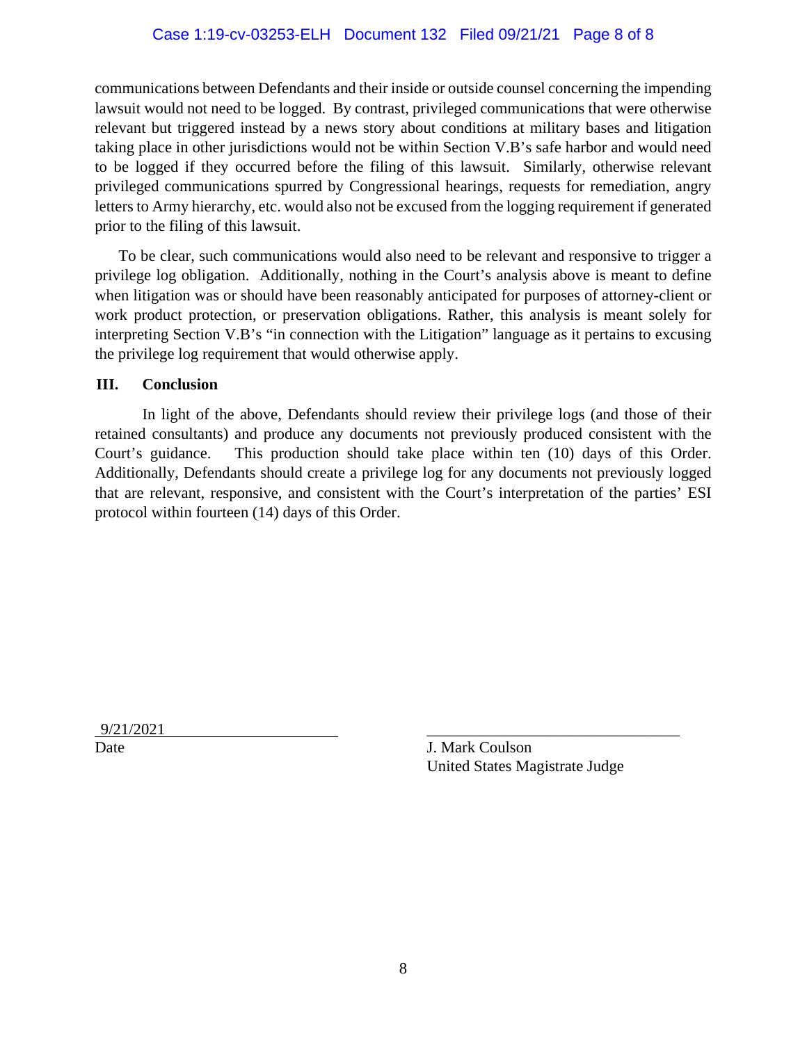communications between Defendants and their inside or outside counsel concerning the impending lawsuit would not need to be logged. By contrast, privileged communications that were otherwise relevant but triggered instead by a news story about conditions at military bases and litigation taking place in other jurisdictions would not be within Section V.B's safe harbor and would need to be logged if they occurred before the filing of this lawsuit. Similarly, otherwise relevant privileged communications spurred by Congressional hearings, requests for remediation, angry letters to Army hierarchy, etc. would also not be excused from the logging requirement if generated prior to the filing of this lawsuit.

To be clear, such communications would also need to be relevant and responsive to trigger a privilege log obligation. Additionally, nothing in the Court's analysis above is meant to define when litigation was or should have been reasonably anticipated for purposes of attorney-client or work product protection, or preservation obligations. Rather, this analysis is meant solely for interpreting Section V.B's "in connection with the Litigation" language as it pertains to excusing the privilege log requirement that would otherwise apply.

## III. Conclusion

In light of the above, Defendants should review their privilege logs (and those of their retained consultants) and produce any documents not previously produced consistent with the Court's guidance. This production should take place within ten (10) days of this Order. Additionally, Defendants should create a privilege log for any documents not previously logged that are relevant, responsive, and consistent with the Court's interpretation of the parties' ESI protocol within fourteen (14) days of this Order.

9/21/2021
Date

J. Mark Coulson
United States Magistrate Judge